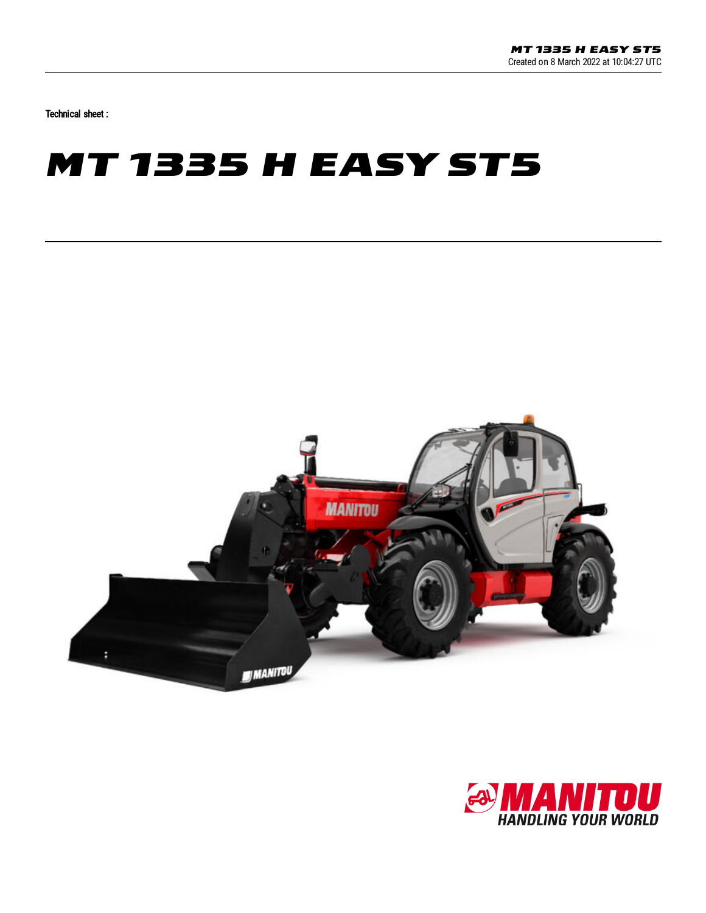Technical sheet :

# MT 1335 H EASY ST5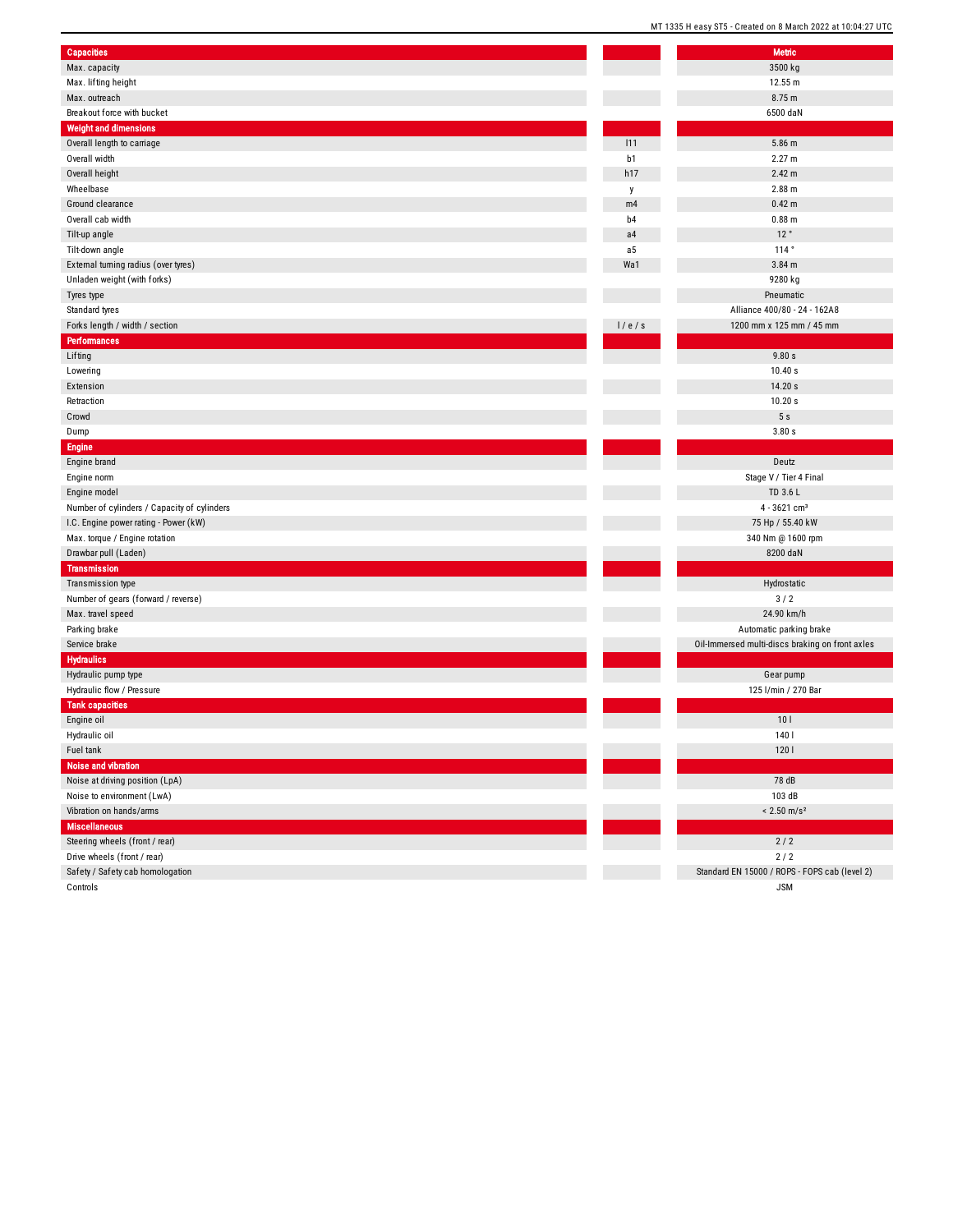| Capacities | | Metric |
|---|---|---|
| Max. capacity | | 3500 kg |
| Max. lifting height | | 12.55 m |
| Max. outreach | | 8.75 m |
| Breakout force with bucket | | 6500 daN |
| **Weight and dimensions** | | |
| Overall length to carriage | l11 | 5.86 m |
| Overall width | b1 | 2.27 m |
| Overall height | h17 | 2.42 m |
| Wheelbase | y | 2.88 m |
| Ground clearance | m4 | 0.42 m |
| Overall cab width | b4 | 0.88 m |
| Tilt-up angle | a4 | 12 ° |
| Tilt-down angle | a5 | 114 ° |
| External turning radius (over tyres) | Wa1 | 3.84 m |
| Unladen weight (with forks) | | 9280 kg |
| Tyres type | | Pneumatic |
| Standard tyres | | Alliance 400/80 - 24 - 162A8 |
| Forks length / width / section | l / e / s | 1200 mm x 125 mm / 45 mm |
| **Performances** | | |
| Lifting | | 9.80 s |
| Lowering | | 10.40 s |
| Extension | | 14.20 s |
| Retraction | | 10.20 s |
| Crowd | | 5 s |
| Dump | | 3.80 s |
| **Engine** | | |
| Engine brand | | Deutz |
| Engine norm | | Stage V / Tier 4 Final |
| Engine model | | TD 3.6 L |
| Number of cylinders / Capacity of cylinders | | 4 - 3621 cm³ |
| I.C. Engine power rating - Power (kW) | | 75 Hp / 55.40 kW |
| Max. torque / Engine rotation | | 340 Nm @ 1600 rpm |
| Drawbar pull (Laden) | | 8200 daN |
| **Transmission** | | |
| Transmission type | | Hydrostatic |
| Number of gears (forward / reverse) | | 3 / 2 |
| Max. travel speed | | 24.90 km/h |
| Parking brake | | Automatic parking brake |
| Service brake | | Oil-Immersed multi-discs braking on front axles |
| **Hydraulics** | | |
| Hydraulic pump type | | Gear pump |
| Hydraulic flow / Pressure | | 125 l/min / 270 Bar |
| **Tank capacities** | | |
| Engine oil | | 10 l |
| Hydraulic oil | | 140 l |
| Fuel tank | | 120 l |
| **Noise and vibration** | | |
| Noise at driving position (LpA) | | 78 dB |
| Noise to environment (LwA) | | 103 dB |
| Vibration on hands/arms | | < 2.50 m/s² |
| **Miscellaneous** | | |
| Steering wheels (front / rear) | | 2 / 2 |
| Drive wheels (front / rear) | | 2 / 2 |
| Safety / Safety cab homologation | | Standard EN 15000 / ROPS - FOPS cab (level 2) |
| Controls | | JSM |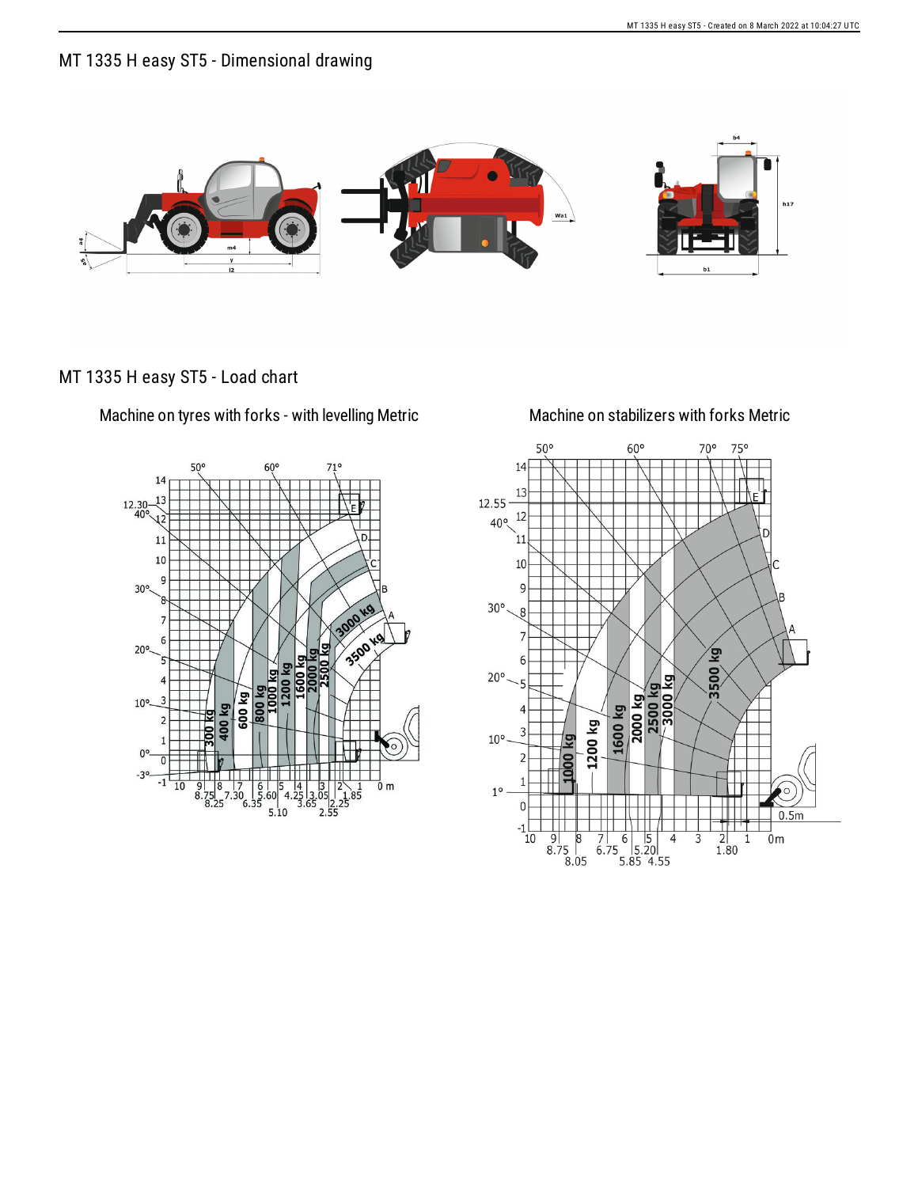# MT 1335 H easy ST5 - Dimensional drawing

# MT 1335 H easy ST5 - Load chart

Machine on tyres with forks - with levelling Metric

Machine on stabilizers with forks Metric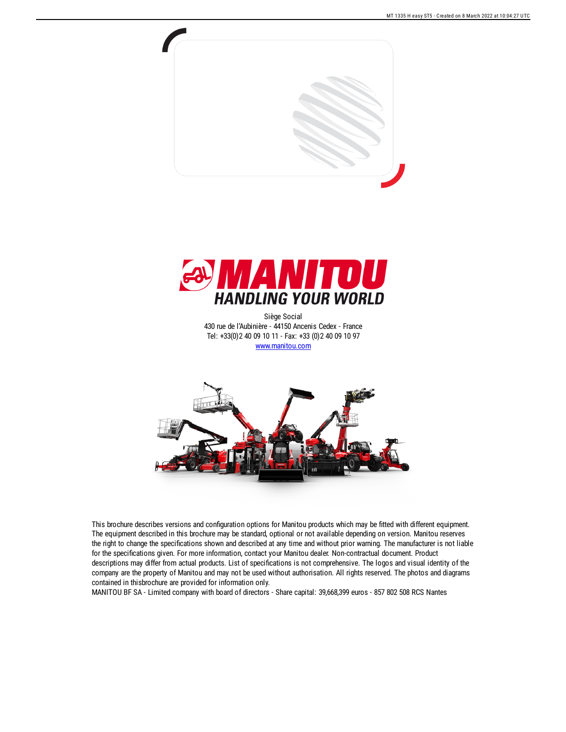Siège Social
430 rue de l'Aubinière - 44150 Ancenis Cedex - France
Tel: +33(0)2 40 09 10 11 - Fax: +33 (0)2 40 09 10 97
[www.manitou.com](http://www.manitou.com)

This brochure describes versions and configuration options for Manitou products which may be fitted with different equipment. The equipment described in this brochure may be standard, optional or not available depending on version. Manitou reserves the right to change the specifications shown and described at any time and without prior warning. The manufacturer is not liable for the specifications given. For more information, contact your Manitou dealer. Non-contractual document. Product descriptions may differ from actual products. List of specifications is not comprehensive. The logos and visual identity of the company are the property of Manitou and may not be used without authorisation. All rights reserved. The photos and diagrams contained in thisbrochure are provided for information only.
MANITOU BF SA - Limited company with board of directors - Share capital: 39,668,399 euros - 857 802 508 RCS Nantes